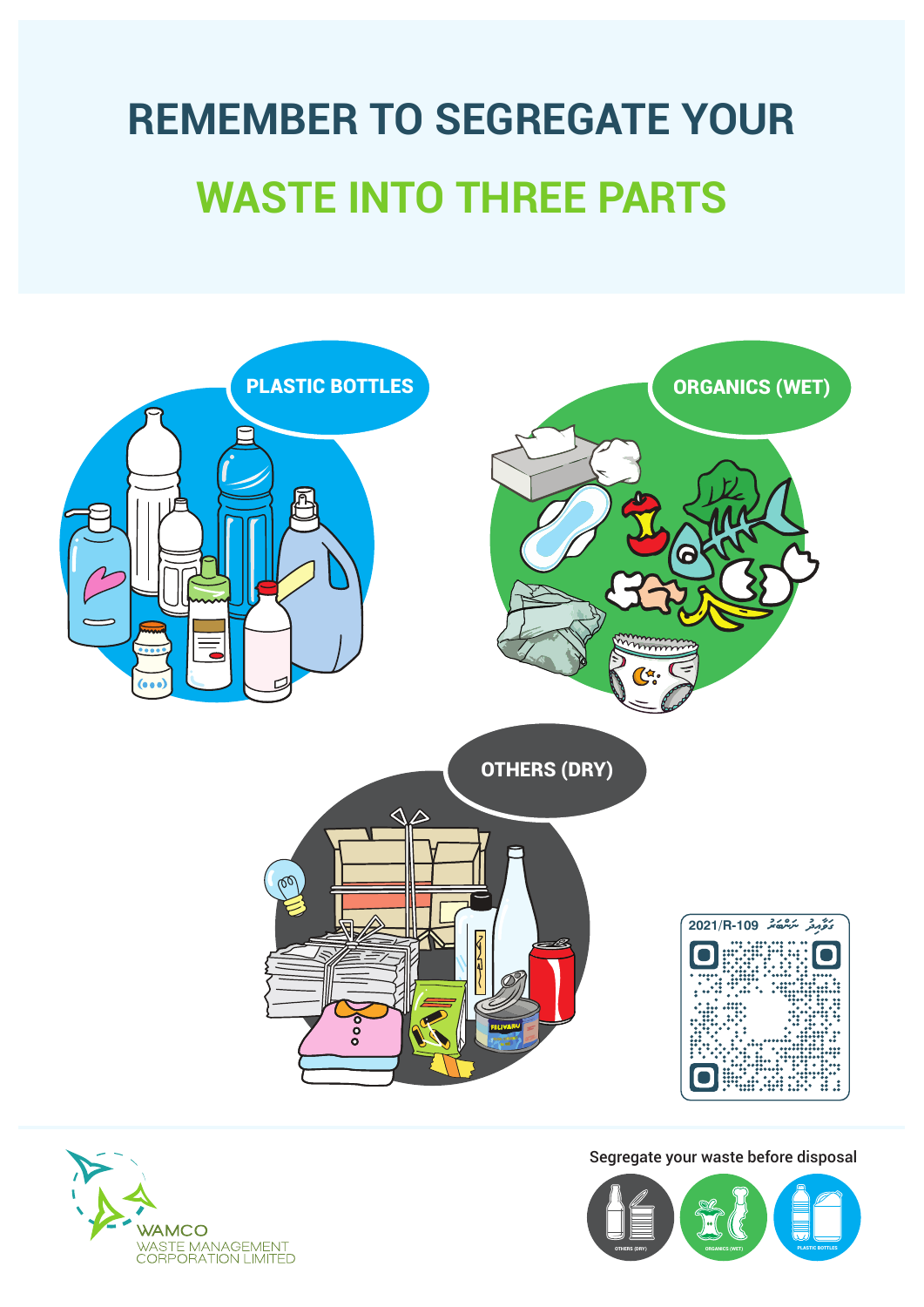# REMEMBER TO SEGREGATE YOUR

# WASTE INTO THREE PARTS

## PLASTIC BOTTLES

## ORGANICS (WET)

## OTHERS (DRY)

2021/R-109 ގާއިދު ނަންބަރު

Segregate your waste before disposal

OTHERS (DRY) ORGANICS (WET) PLASTIC BOTTLES

WAMCO
WASTE MANAGEMENT
CORPORATION LIMITED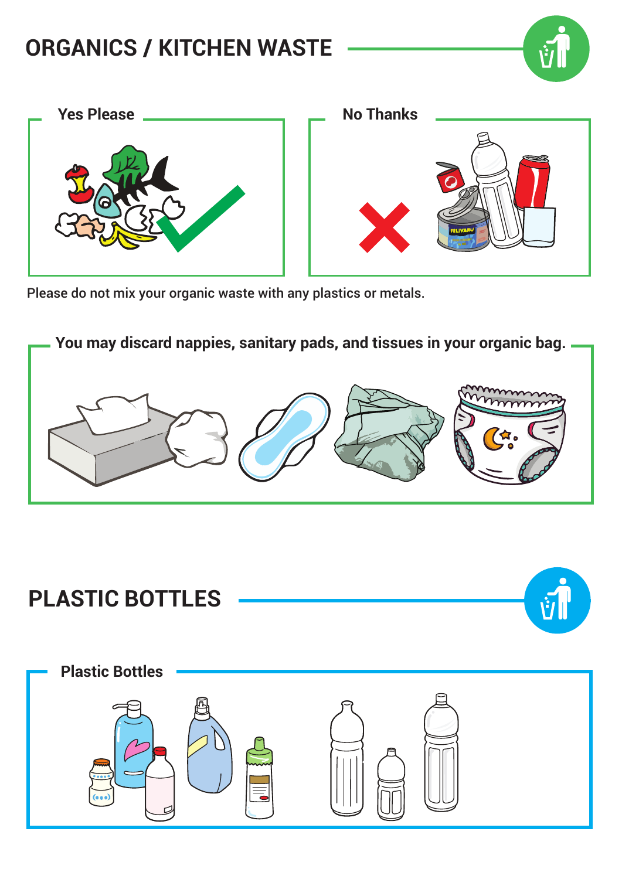# ORGANICS / KITCHEN WASTE

**Yes Please**

**No Thanks**

Please do not mix your organic waste with any plastics or metals.

**You may discard nappies, sanitary pads, and tissues in your organic bag.**

# PLASTIC BOTTLES

**Plastic Bottles**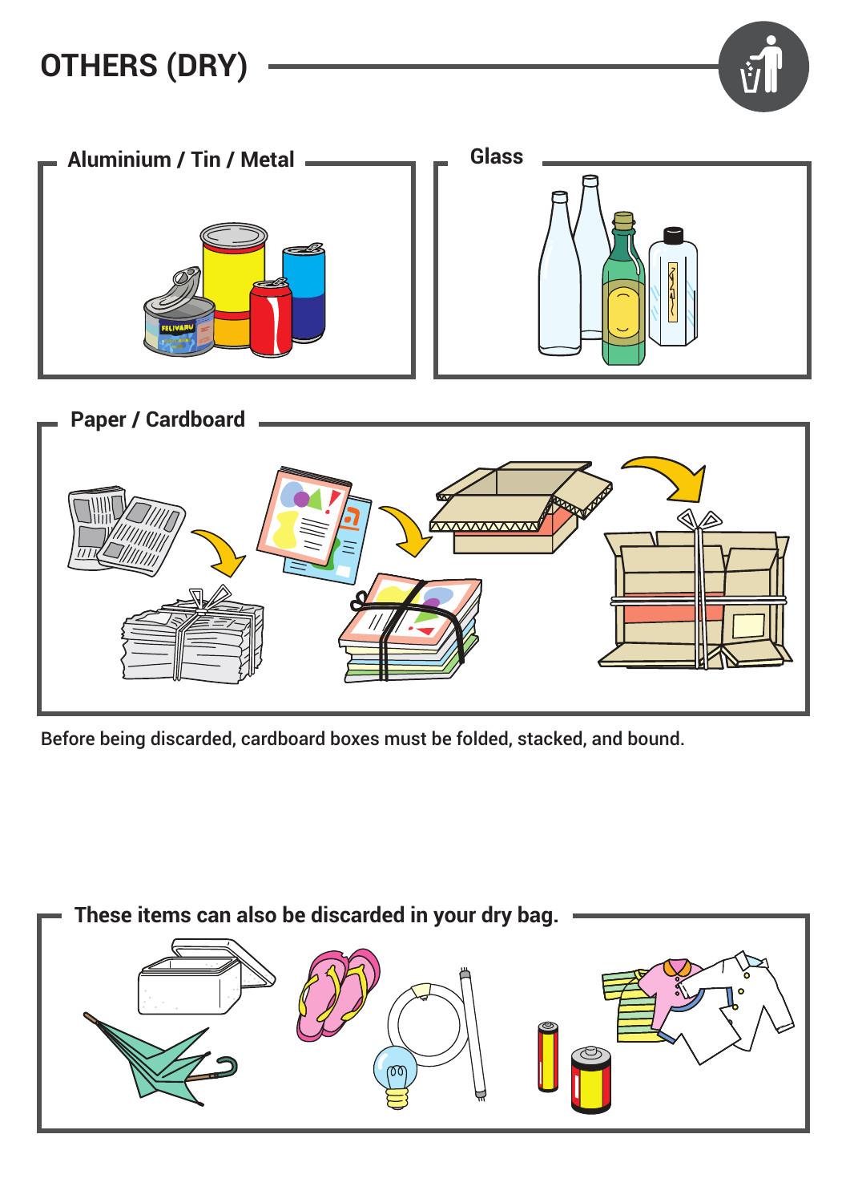# OTHERS (DRY)

## Aluminium / Tin / Metal

## Glass

## Paper / Cardboard

Before being discarded, cardboard boxes must be folded, stacked, and bound.

## These items can also be discarded in your dry bag.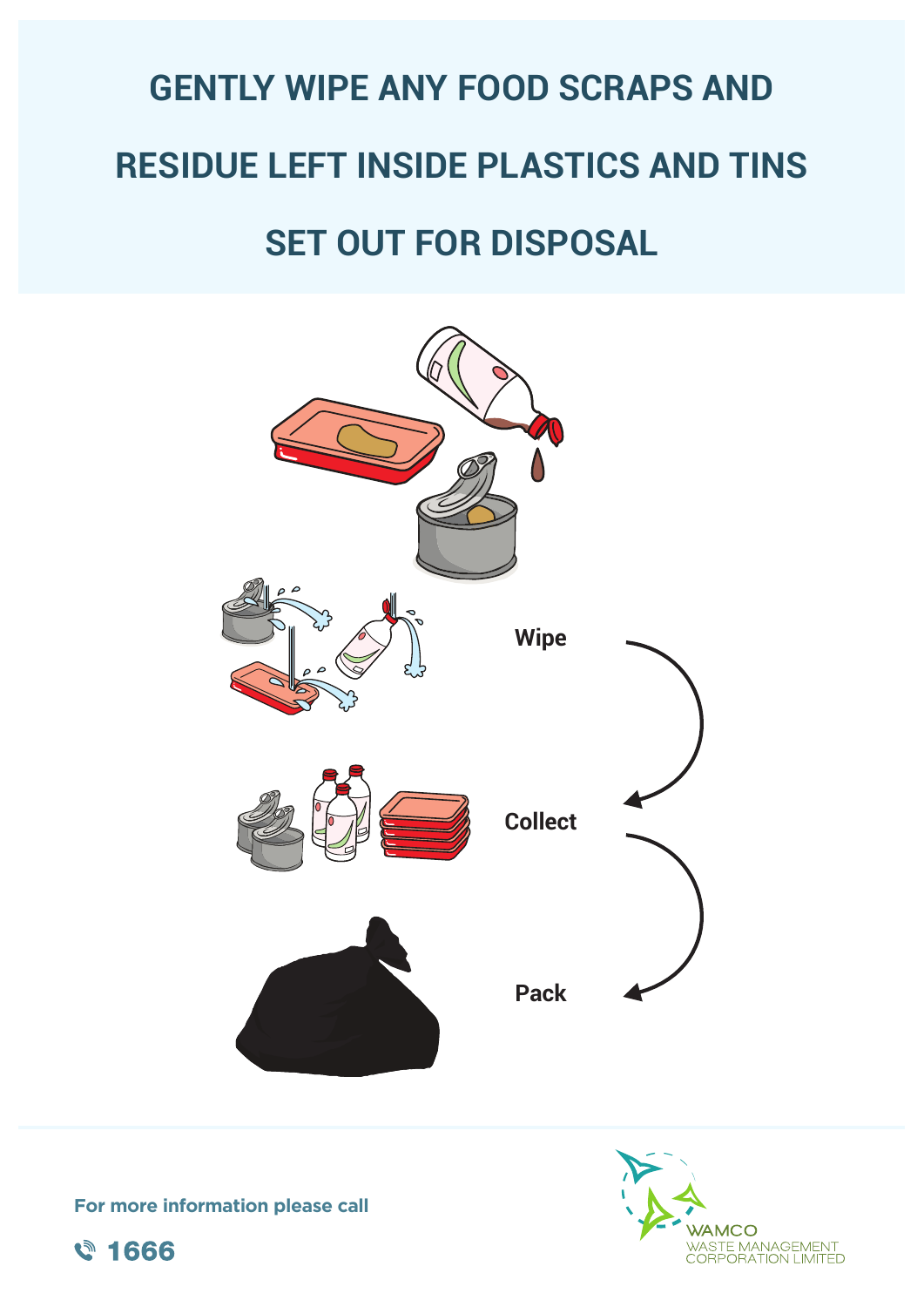# GENTLY WIPE ANY FOOD SCRAPS AND RESIDUE LEFT INSIDE PLASTICS AND TINS SET OUT FOR DISPOSAL

**Wipe**

**Collect**

**Pack**

**For more information please call**

**1666**

WAMCO
WASTE MANAGEMENT CORPORATION LIMITED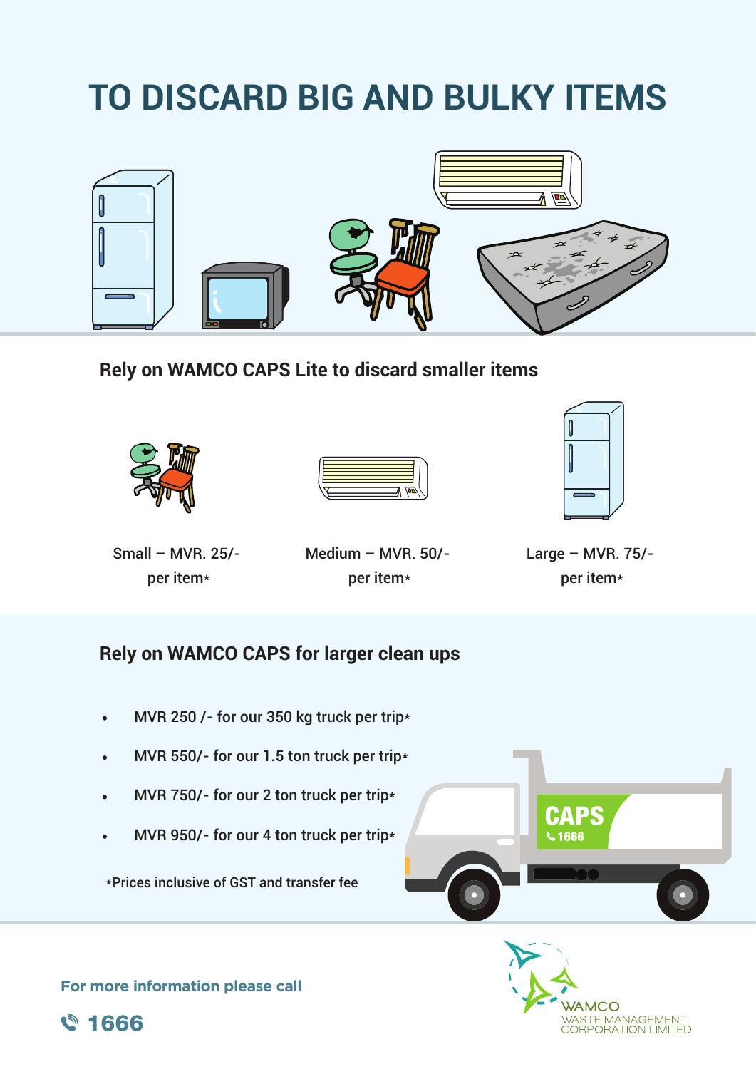# TO DISCARD BIG AND BULKY ITEMS

## Rely on WAMCO CAPS Lite to discard smaller items

Small – MVR. 25/- per item*

Medium – MVR. 50/- per item*

Large – MVR. 75/- per item*

## Rely on WAMCO CAPS for larger clean ups

- MVR 250 /- for our 350 kg truck per trip*
- MVR 550/- for our 1.5 ton truck per trip*
- MVR 750/- for our 2 ton truck per trip*
- MVR 950/- for our 4 ton truck per trip*

*Prices inclusive of GST and transfer fee

CAPS 1666

**For more information please call**

**1666**

WAMCO
WASTE MANAGEMENT CORPORATION LIMITED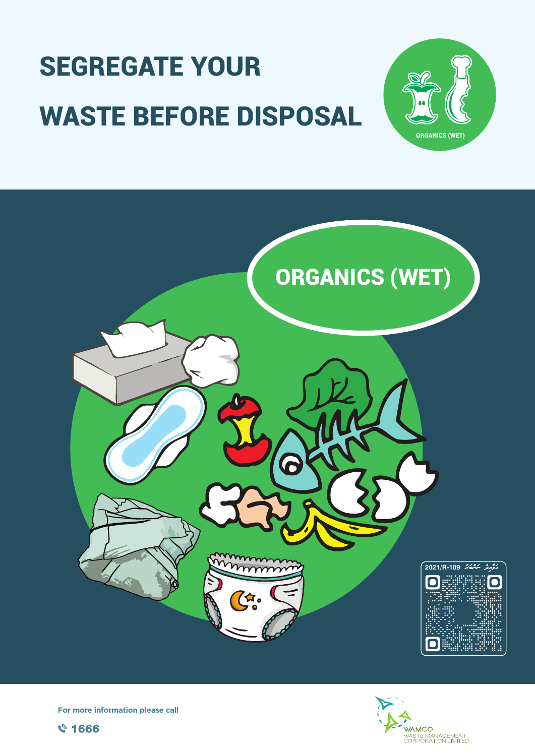# SEGREGATE YOUR WASTE BEFORE DISPOSAL

ORGANICS (WET)

## ORGANICS (WET)

2021/R-109

For more information please call

1666

WAMCO
WASTE MANAGEMENT CORPORATION LIMITED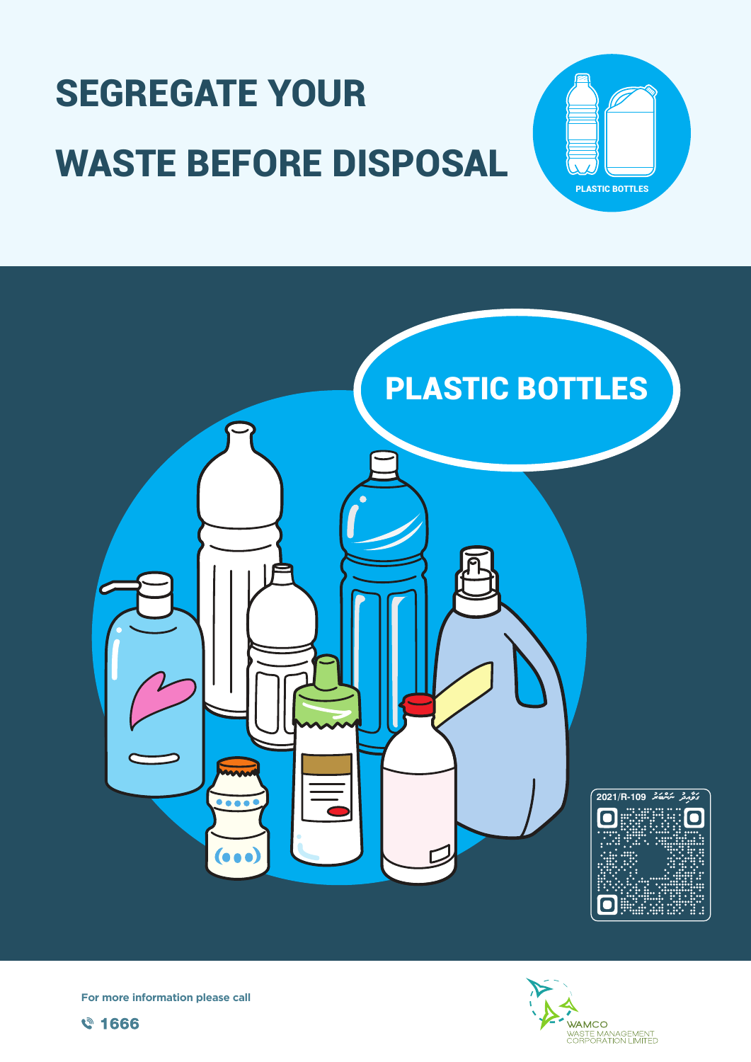# SEGREGATE YOUR WASTE BEFORE DISPOSAL

PLASTIC BOTTLES

## PLASTIC BOTTLES

2021/R-109 ގަވާއިދު ނަންބަރު

For more information please call

1666

WAMCO
WASTE MANAGEMENT CORPORATION LIMITED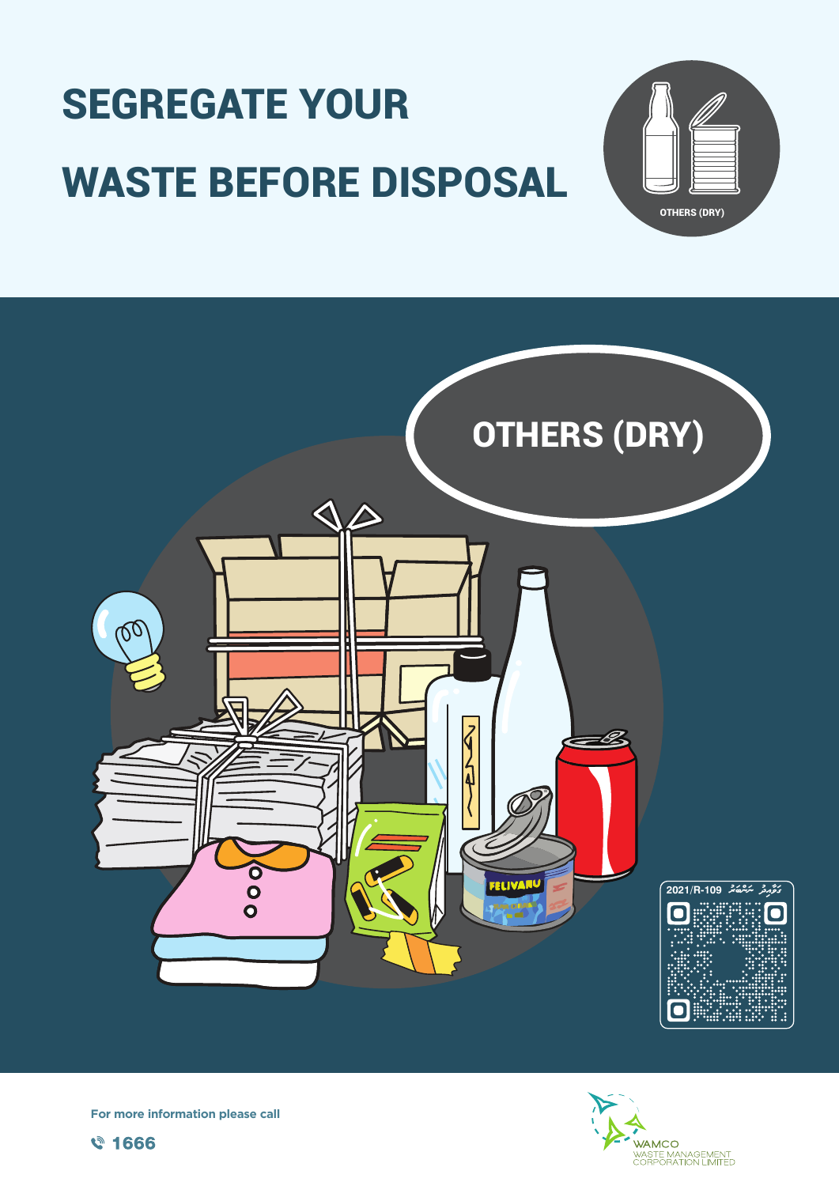# SEGREGATE YOUR WASTE BEFORE DISPOSAL

OTHERS (DRY)

## OTHERS (DRY)

2021/R-109

For more information please call

1666

WAMCO
WASTE MANAGEMENT CORPORATION LIMITED